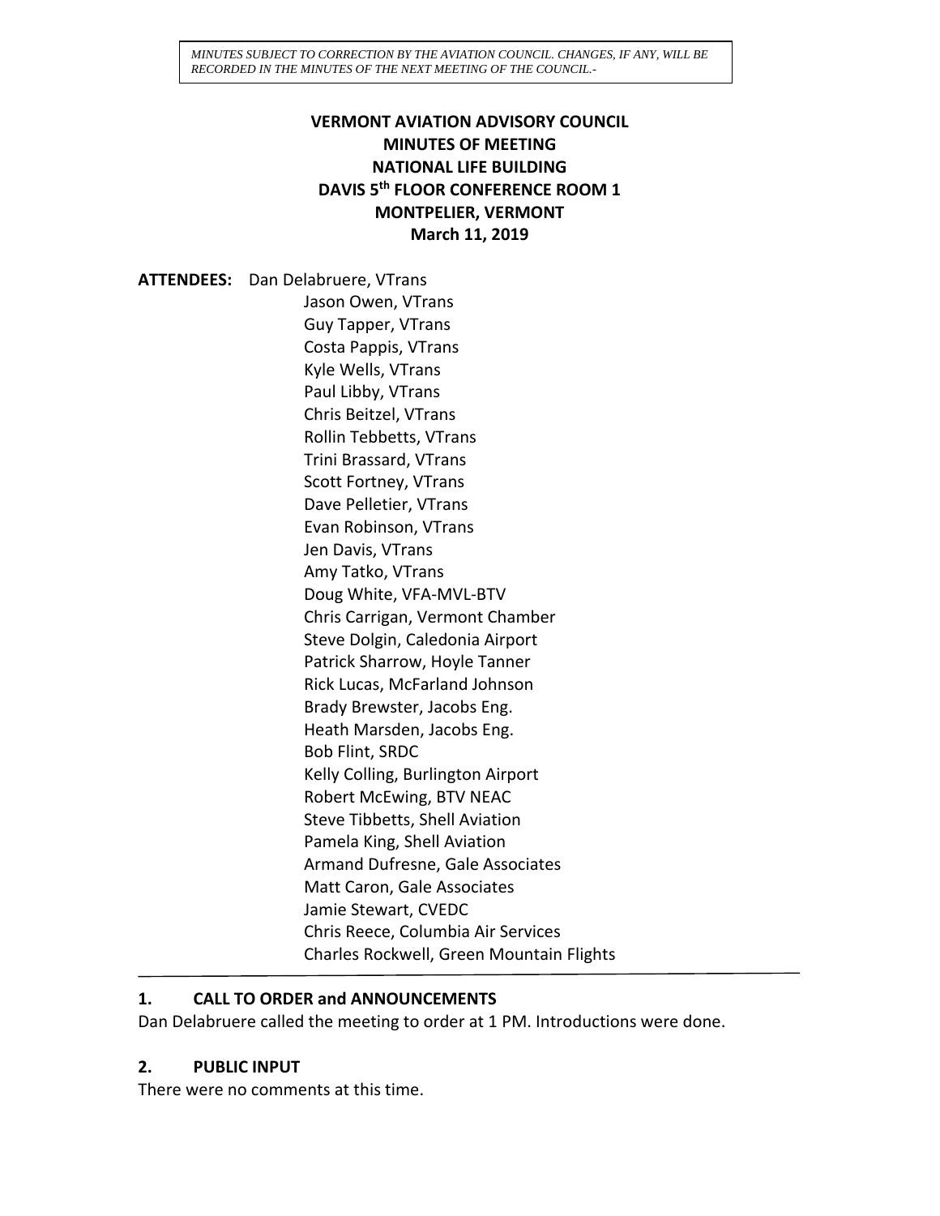*MINUTES SUBJECT TO CORRECTION BY THE AVIATION COUNCIL. CHANGES, IF ANY, WILL BE RECORDED IN THE MINUTES OF THE NEXT MEETING OF THE COUNCIL.-*

# VERMONT AVIATION ADVISORY COUNCIL
## MINUTES OF MEETING
## NATIONAL LIFE BUILDING
## DAVIS 5th FLOOR CONFERENCE ROOM 1
## MONTPELIER, VERMONT
## March 11, 2019

**ATTENDEES:** Dan Delabruere, VTrans
Jason Owen, VTrans
Guy Tapper, VTrans
Costa Pappis, VTrans
Kyle Wells, VTrans
Paul Libby, VTrans
Chris Beitzel, VTrans
Rollin Tebbetts, VTrans
Trini Brassard, VTrans
Scott Fortney, VTrans
Dave Pelletier, VTrans
Evan Robinson, VTrans
Jen Davis, VTrans
Amy Tatko, VTrans
Doug White, VFA-MVL-BTV
Chris Carrigan, Vermont Chamber
Steve Dolgin, Caledonia Airport
Patrick Sharrow, Hoyle Tanner
Rick Lucas, McFarland Johnson
Brady Brewster, Jacobs Eng.
Heath Marsden, Jacobs Eng.
Bob Flint, SRDC
Kelly Colling, Burlington Airport
Robert McEwing, BTV NEAC
Steve Tibbetts, Shell Aviation
Pamela King, Shell Aviation
Armand Dufresne, Gale Associates
Matt Caron, Gale Associates
Jamie Stewart, CVEDC
Chris Reece, Columbia Air Services
Charles Rockwell, Green Mountain Flights

---

### 1. CALL TO ORDER and ANNOUNCEMENTS

Dan Delabruere called the meeting to order at 1 PM. Introductions were done.

### 2. PUBLIC INPUT

There were no comments at this time.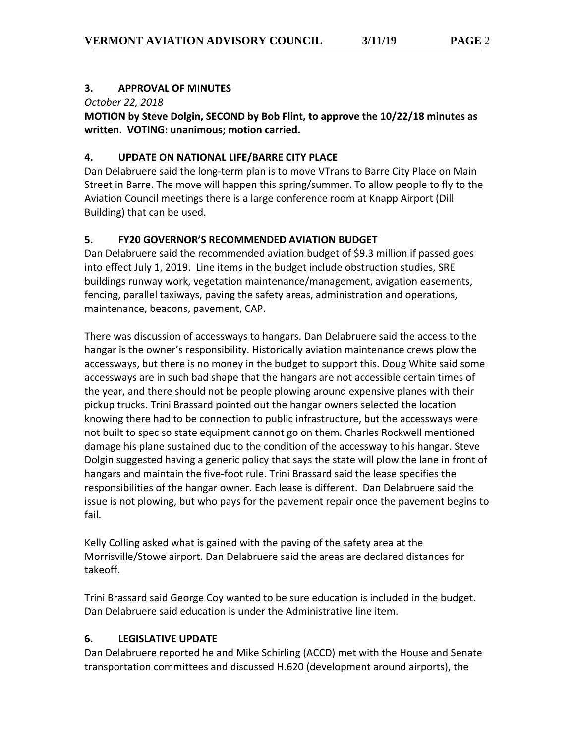## 3. APPROVAL OF MINUTES

*October 22, 2018*

**MOTION by Steve Dolgin, SECOND by Bob Flint, to approve the 10/22/18 minutes as written. VOTING: unanimous; motion carried.**

## 4. UPDATE ON NATIONAL LIFE/BARRE CITY PLACE

Dan Delabruere said the long-term plan is to move VTrans to Barre City Place on Main Street in Barre. The move will happen this spring/summer. To allow people to fly to the Aviation Council meetings there is a large conference room at Knapp Airport (Dill Building) that can be used.

## 5. FY20 GOVERNOR'S RECOMMENDED AVIATION BUDGET

Dan Delabruere said the recommended aviation budget of $9.3 million if passed goes into effect July 1, 2019. Line items in the budget include obstruction studies, SRE buildings runway work, vegetation maintenance/management, avigation easements, fencing, parallel taxiways, paving the safety areas, administration and operations, maintenance, beacons, pavement, CAP.

There was discussion of accessways to hangars. Dan Delabruere said the access to the hangar is the owner's responsibility. Historically aviation maintenance crews plow the accessways, but there is no money in the budget to support this. Doug White said some accessways are in such bad shape that the hangars are not accessible certain times of the year, and there should not be people plowing around expensive planes with their pickup trucks. Trini Brassard pointed out the hangar owners selected the location knowing there had to be connection to public infrastructure, but the accessways were not built to spec so state equipment cannot go on them. Charles Rockwell mentioned damage his plane sustained due to the condition of the accessway to his hangar. Steve Dolgin suggested having a generic policy that says the state will plow the lane in front of hangars and maintain the five-foot rule. Trini Brassard said the lease specifies the responsibilities of the hangar owner. Each lease is different. Dan Delabruere said the issue is not plowing, but who pays for the pavement repair once the pavement begins to fail.

Kelly Colling asked what is gained with the paving of the safety area at the Morrisville/Stowe airport. Dan Delabruere said the areas are declared distances for takeoff.

Trini Brassard said George Coy wanted to be sure education is included in the budget. Dan Delabruere said education is under the Administrative line item.

## 6. LEGISLATIVE UPDATE

Dan Delabruere reported he and Mike Schirling (ACCD) met with the House and Senate transportation committees and discussed H.620 (development around airports), the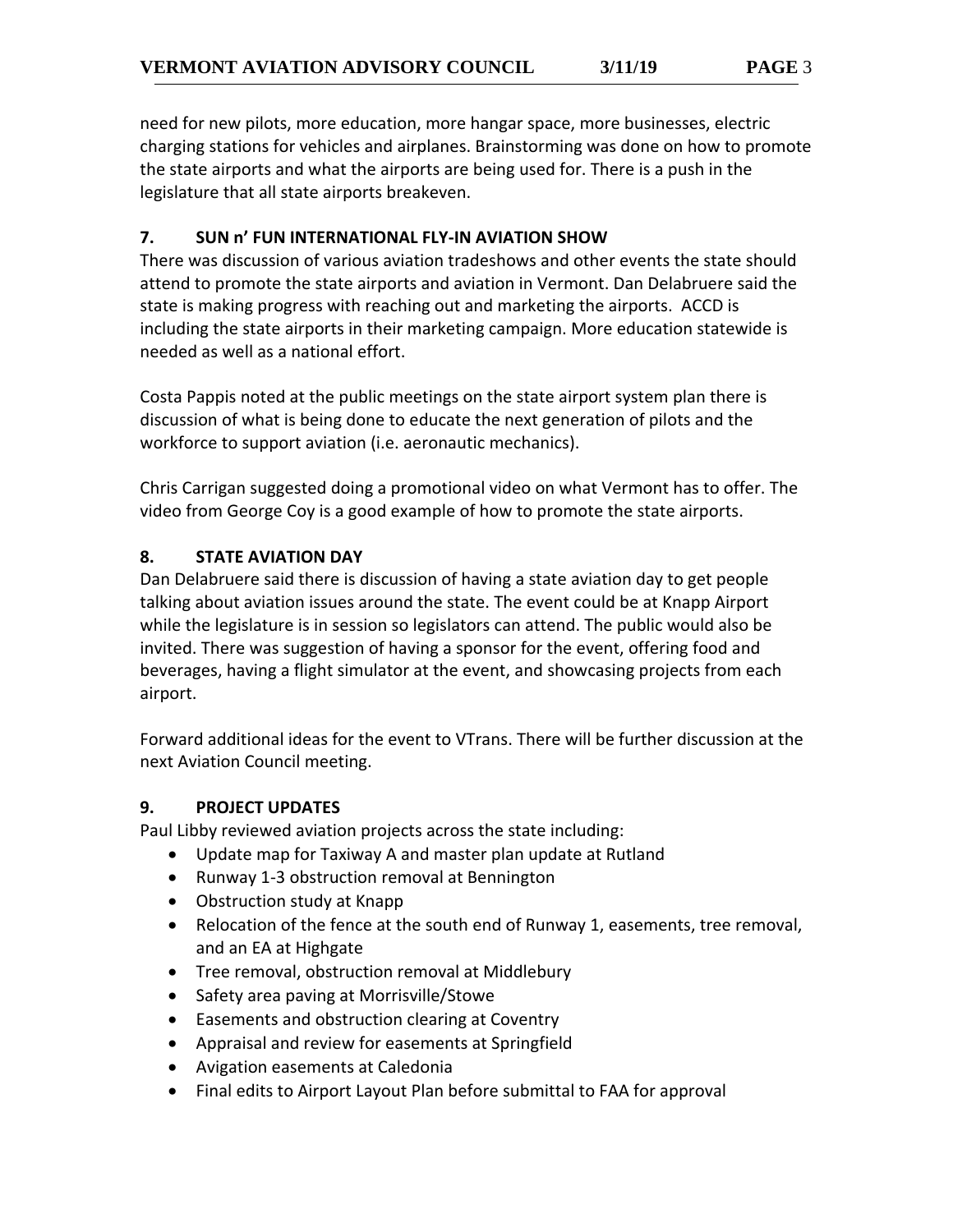need for new pilots, more education, more hangar space, more businesses, electric charging stations for vehicles and airplanes. Brainstorming was done on how to promote the state airports and what the airports are being used for. There is a push in the legislature that all state airports breakeven.

## 7. SUN n' FUN INTERNATIONAL FLY-IN AVIATION SHOW

There was discussion of various aviation tradeshows and other events the state should attend to promote the state airports and aviation in Vermont. Dan Delabruere said the state is making progress with reaching out and marketing the airports. ACCD is including the state airports in their marketing campaign. More education statewide is needed as well as a national effort.

Costa Pappis noted at the public meetings on the state airport system plan there is discussion of what is being done to educate the next generation of pilots and the workforce to support aviation (i.e. aeronautic mechanics).

Chris Carrigan suggested doing a promotional video on what Vermont has to offer. The video from George Coy is a good example of how to promote the state airports.

## 8. STATE AVIATION DAY

Dan Delabruere said there is discussion of having a state aviation day to get people talking about aviation issues around the state. The event could be at Knapp Airport while the legislature is in session so legislators can attend. The public would also be invited. There was suggestion of having a sponsor for the event, offering food and beverages, having a flight simulator at the event, and showcasing projects from each airport.

Forward additional ideas for the event to VTrans. There will be further discussion at the next Aviation Council meeting.

## 9. PROJECT UPDATES

Paul Libby reviewed aviation projects across the state including:

- Update map for Taxiway A and master plan update at Rutland
- Runway 1-3 obstruction removal at Bennington
- Obstruction study at Knapp
- Relocation of the fence at the south end of Runway 1, easements, tree removal, and an EA at Highgate
- Tree removal, obstruction removal at Middlebury
- Safety area paving at Morrisville/Stowe
- Easements and obstruction clearing at Coventry
- Appraisal and review for easements at Springfield
- Avigation easements at Caledonia
- Final edits to Airport Layout Plan before submittal to FAA for approval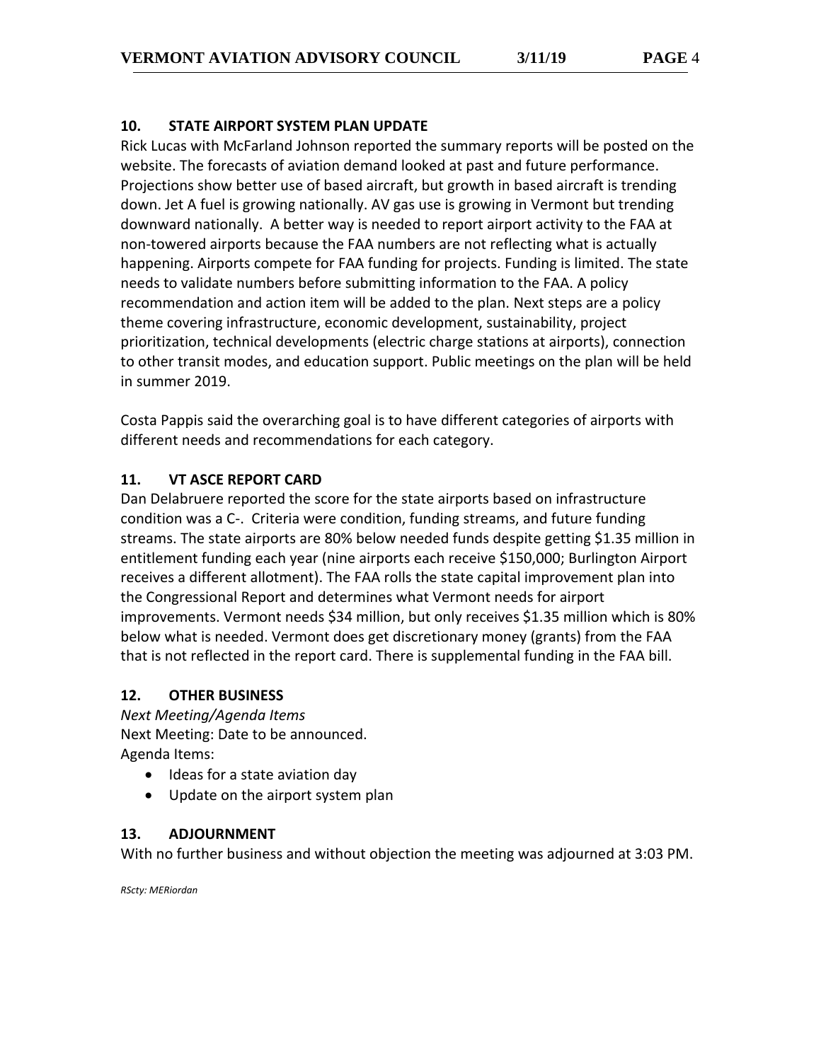## 10. STATE AIRPORT SYSTEM PLAN UPDATE

Rick Lucas with McFarland Johnson reported the summary reports will be posted on the website. The forecasts of aviation demand looked at past and future performance. Projections show better use of based aircraft, but growth in based aircraft is trending down. Jet A fuel is growing nationally. AV gas use is growing in Vermont but trending downward nationally. A better way is needed to report airport activity to the FAA at non-towered airports because the FAA numbers are not reflecting what is actually happening. Airports compete for FAA funding for projects. Funding is limited. The state needs to validate numbers before submitting information to the FAA. A policy recommendation and action item will be added to the plan. Next steps are a policy theme covering infrastructure, economic development, sustainability, project prioritization, technical developments (electric charge stations at airports), connection to other transit modes, and education support. Public meetings on the plan will be held in summer 2019.

Costa Pappis said the overarching goal is to have different categories of airports with different needs and recommendations for each category.

## 11. VT ASCE REPORT CARD

Dan Delabruere reported the score for the state airports based on infrastructure condition was a C-. Criteria were condition, funding streams, and future funding streams. The state airports are 80% below needed funds despite getting $1.35 million in entitlement funding each year (nine airports each receive $150,000; Burlington Airport receives a different allotment). The FAA rolls the state capital improvement plan into the Congressional Report and determines what Vermont needs for airport improvements. Vermont needs $34 million, but only receives $1.35 million which is 80% below what is needed. Vermont does get discretionary money (grants) from the FAA that is not reflected in the report card. There is supplemental funding in the FAA bill.

## 12. OTHER BUSINESS

*Next Meeting/Agenda Items*

Next Meeting: Date to be announced.

Agenda Items:

- Ideas for a state aviation day
- Update on the airport system plan

## 13. ADJOURNMENT

With no further business and without objection the meeting was adjourned at 3:03 PM.

*RScty: MERiordan*